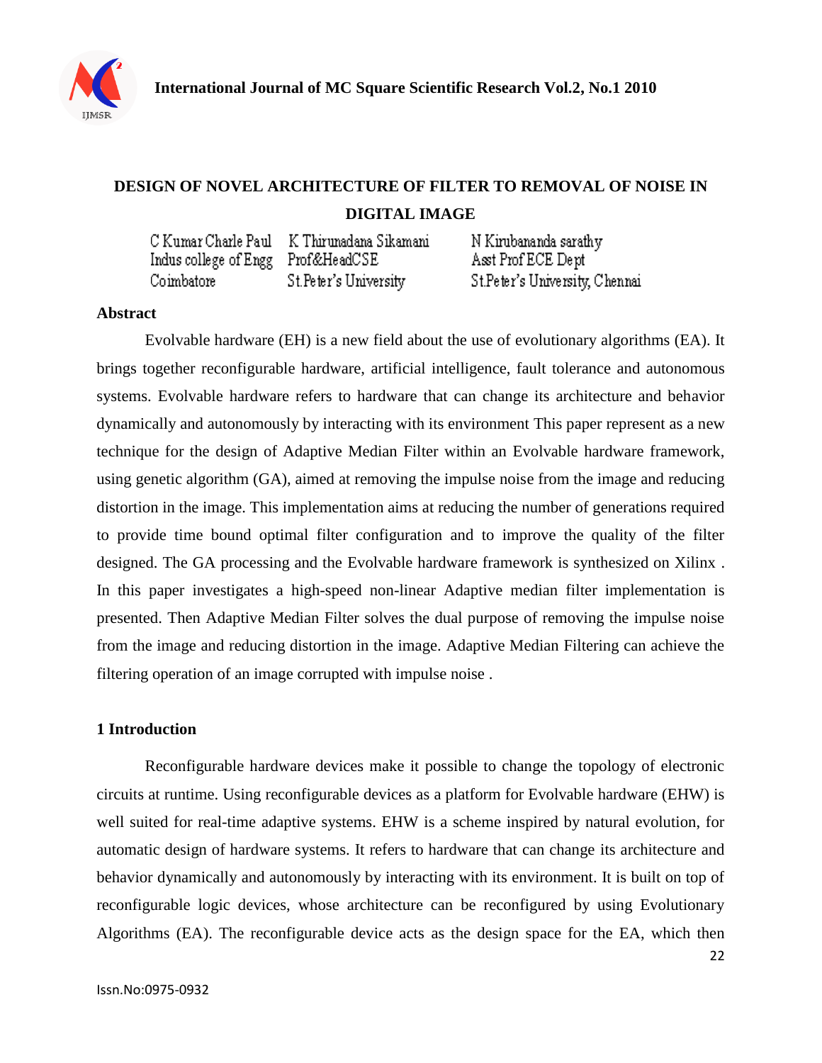# DESIGN OF NOVEL ARCHITECTURE OF FILTER TO REMOVAL OF NOISE IN DIGITAL IMAGE

| C Kumar Charle Paul | K Thirunadana Sikamani | N Kirubananda sarathy |
|---|---|---|
| Indus college of Engg | Prof&HeadCSE | Asst Prof ECE Dept |
| Coimbatore | St.Peter's University | St.Peter's University, Chennai |

## Abstract

Evolvable hardware (EH) is a new field about the use of evolutionary algorithms (EA). It brings together reconfigurable hardware, artificial intelligence, fault tolerance and autonomous systems. Evolvable hardware refers to hardware that can change its architecture and behavior dynamically and autonomously by interacting with its environment This paper represent as a new technique for the design of Adaptive Median Filter within an Evolvable hardware framework, using genetic algorithm (GA), aimed at removing the impulse noise from the image and reducing distortion in the image. This implementation aims at reducing the number of generations required to provide time bound optimal filter configuration and to improve the quality of the filter designed. The GA processing and the Evolvable hardware framework is synthesized on Xilinx . In this paper investigates a high-speed non-linear Adaptive median filter implementation is presented. Then Adaptive Median Filter solves the dual purpose of removing the impulse noise from the image and reducing distortion in the image. Adaptive Median Filtering can achieve the filtering operation of an image corrupted with impulse noise .

## 1 Introduction

Reconfigurable hardware devices make it possible to change the topology of electronic circuits at runtime. Using reconfigurable devices as a platform for Evolvable hardware (EHW) is well suited for real-time adaptive systems. EHW is a scheme inspired by natural evolution, for automatic design of hardware systems. It refers to hardware that can change its architecture and behavior dynamically and autonomously by interacting with its environment. It is built on top of reconfigurable logic devices, whose architecture can be reconfigured by using Evolutionary Algorithms (EA). The reconfigurable device acts as the design space for the EA, which then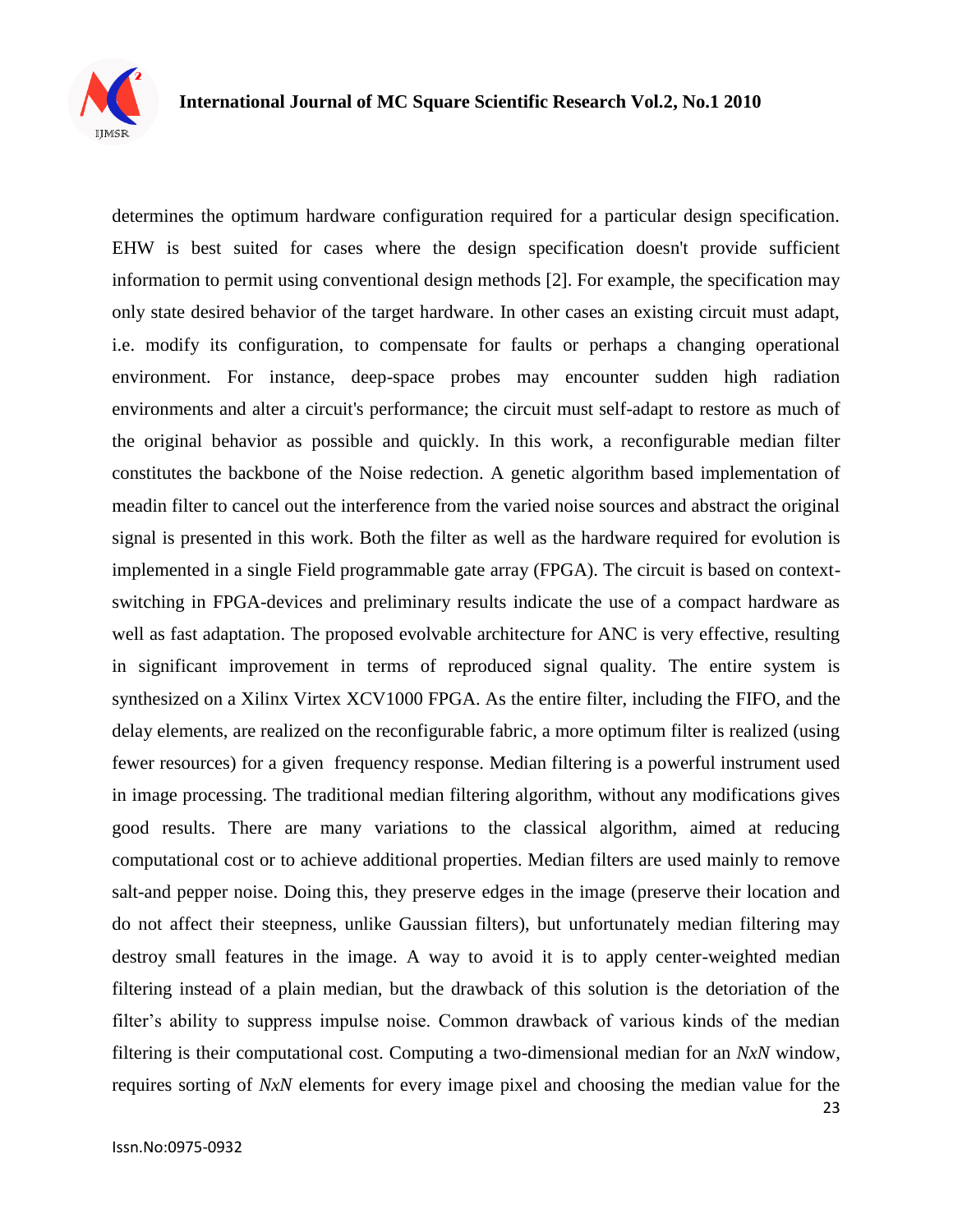determines the optimum hardware configuration required for a particular design specification. EHW is best suited for cases where the design specification doesn't provide sufficient information to permit using conventional design methods [2]. For example, the specification may only state desired behavior of the target hardware. In other cases an existing circuit must adapt, i.e. modify its configuration, to compensate for faults or perhaps a changing operational environment. For instance, deep-space probes may encounter sudden high radiation environments and alter a circuit's performance; the circuit must self-adapt to restore as much of the original behavior as possible and quickly. In this work, a reconfigurable median filter constitutes the backbone of the Noise redection. A genetic algorithm based implementation of meadin filter to cancel out the interference from the varied noise sources and abstract the original signal is presented in this work. Both the filter as well as the hardware required for evolution is implemented in a single Field programmable gate array (FPGA). The circuit is based on context-switching in FPGA-devices and preliminary results indicate the use of a compact hardware as well as fast adaptation. The proposed evolvable architecture for ANC is very effective, resulting in significant improvement in terms of reproduced signal quality. The entire system is synthesized on a Xilinx Virtex XCV1000 FPGA. As the entire filter, including the FIFO, and the delay elements, are realized on the reconfigurable fabric, a more optimum filter is realized (using fewer resources) for a given frequency response. Median filtering is a powerful instrument used in image processing. The traditional median filtering algorithm, without any modifications gives good results. There are many variations to the classical algorithm, aimed at reducing computational cost or to achieve additional properties. Median filters are used mainly to remove salt-and pepper noise. Doing this, they preserve edges in the image (preserve their location and do not affect their steepness, unlike Gaussian filters), but unfortunately median filtering may destroy small features in the image. A way to avoid it is to apply center-weighted median filtering instead of a plain median, but the drawback of this solution is the detoriation of the filter's ability to suppress impulse noise. Common drawback of various kinds of the median filtering is their computational cost. Computing a two-dimensional median for an *NxN* window, requires sorting of *NxN* elements for every image pixel and choosing the median value for the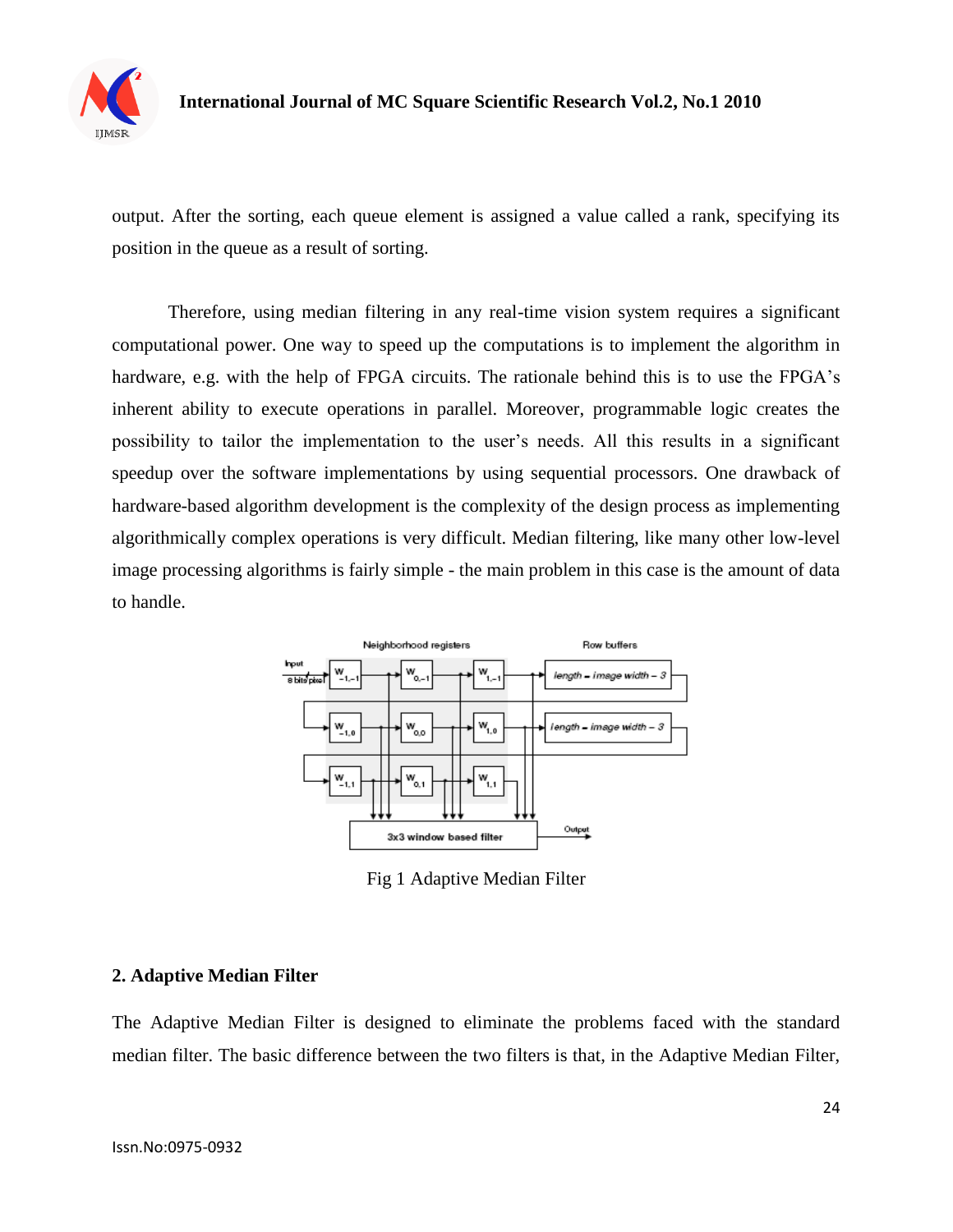output. After the sorting, each queue element is assigned a value called a rank, specifying its position in the queue as a result of sorting.

Therefore, using median filtering in any real-time vision system requires a significant computational power. One way to speed up the computations is to implement the algorithm in hardware, e.g. with the help of FPGA circuits. The rationale behind this is to use the FPGA's inherent ability to execute operations in parallel. Moreover, programmable logic creates the possibility to tailor the implementation to the user's needs. All this results in a significant speedup over the software implementations by using sequential processors. One drawback of hardware-based algorithm development is the complexity of the design process as implementing algorithmically complex operations is very difficult. Median filtering, like many other low-level image processing algorithms is fairly simple - the main problem in this case is the amount of data to handle.

Fig 1 Adaptive Median Filter

## 2. Adaptive Median Filter

The Adaptive Median Filter is designed to eliminate the problems faced with the standard median filter. The basic difference between the two filters is that, in the Adaptive Median Filter,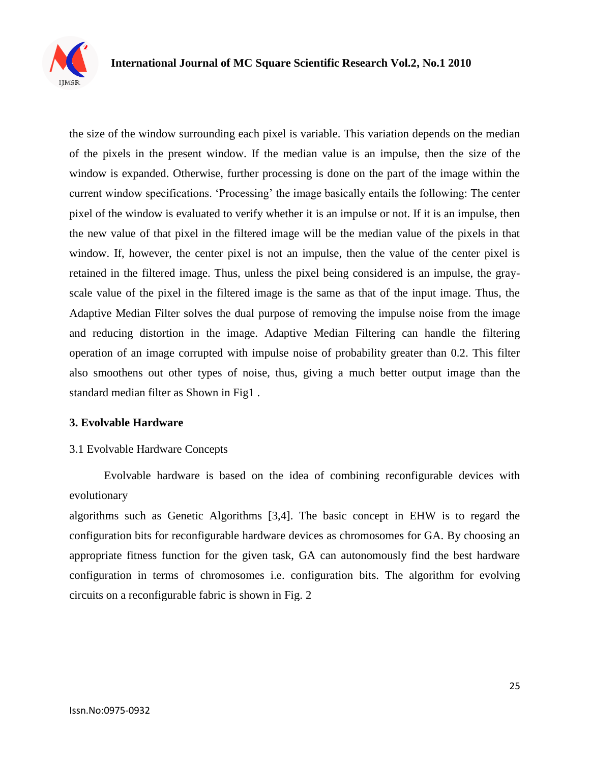the size of the window surrounding each pixel is variable. This variation depends on the median of the pixels in the present window. If the median value is an impulse, then the size of the window is expanded. Otherwise, further processing is done on the part of the image within the current window specifications. 'Processing' the image basically entails the following: The center pixel of the window is evaluated to verify whether it is an impulse or not. If it is an impulse, then the new value of that pixel in the filtered image will be the median value of the pixels in that window. If, however, the center pixel is not an impulse, then the value of the center pixel is retained in the filtered image. Thus, unless the pixel being considered is an impulse, the gray-scale value of the pixel in the filtered image is the same as that of the input image. Thus, the Adaptive Median Filter solves the dual purpose of removing the impulse noise from the image and reducing distortion in the image. Adaptive Median Filtering can handle the filtering operation of an image corrupted with impulse noise of probability greater than 0.2. This filter also smoothens out other types of noise, thus, giving a much better output image than the standard median filter as Shown in Fig1 .

## 3. Evolvable Hardware

### 3.1 Evolvable Hardware Concepts

Evolvable hardware is based on the idea of combining reconfigurable devices with evolutionary algorithms such as Genetic Algorithms [3,4]. The basic concept in EHW is to regard the configuration bits for reconfigurable hardware devices as chromosomes for GA. By choosing an appropriate fitness function for the given task, GA can autonomously find the best hardware configuration in terms of chromosomes i.e. configuration bits. The algorithm for evolving circuits on a reconfigurable fabric is shown in Fig. 2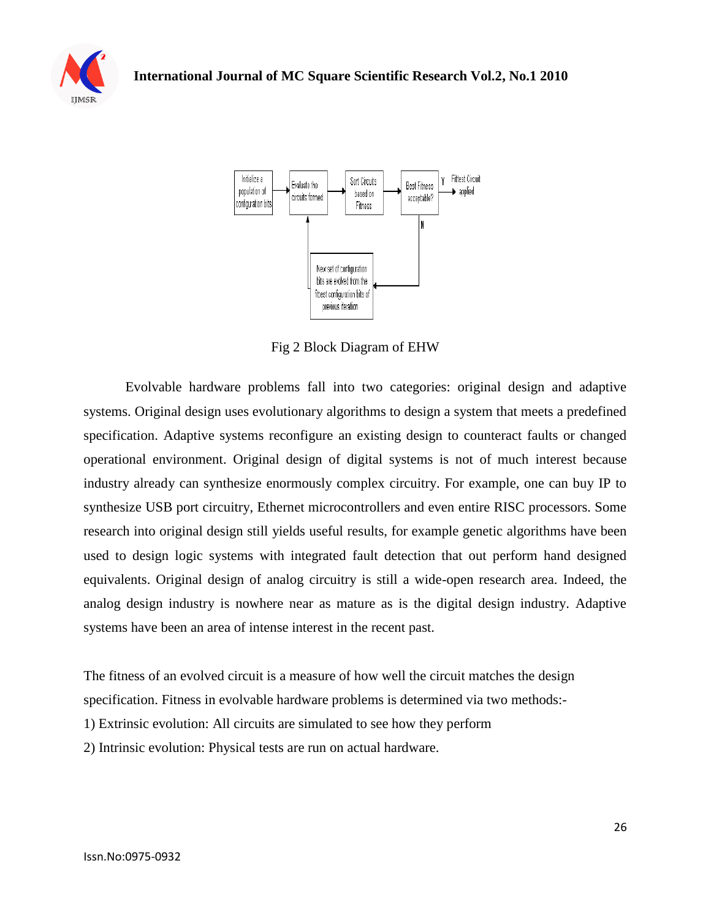Fig 2 Block Diagram of EHW

Evolvable hardware problems fall into two categories: original design and adaptive systems. Original design uses evolutionary algorithms to design a system that meets a predefined specification. Adaptive systems reconfigure an existing design to counteract faults or changed operational environment. Original design of digital systems is not of much interest because industry already can synthesize enormously complex circuitry. For example, one can buy IP to synthesize USB port circuitry, Ethernet microcontrollers and even entire RISC processors. Some research into original design still yields useful results, for example genetic algorithms have been used to design logic systems with integrated fault detection that out perform hand designed equivalents. Original design of analog circuitry is still a wide-open research area. Indeed, the analog design industry is nowhere near as mature as is the digital design industry. Adaptive systems have been an area of intense interest in the recent past.

The fitness of an evolved circuit is a measure of how well the circuit matches the design specification. Fitness in evolvable hardware problems is determined via two methods:-

1) Extrinsic evolution: All circuits are simulated to see how they perform

2) Intrinsic evolution: Physical tests are run on actual hardware.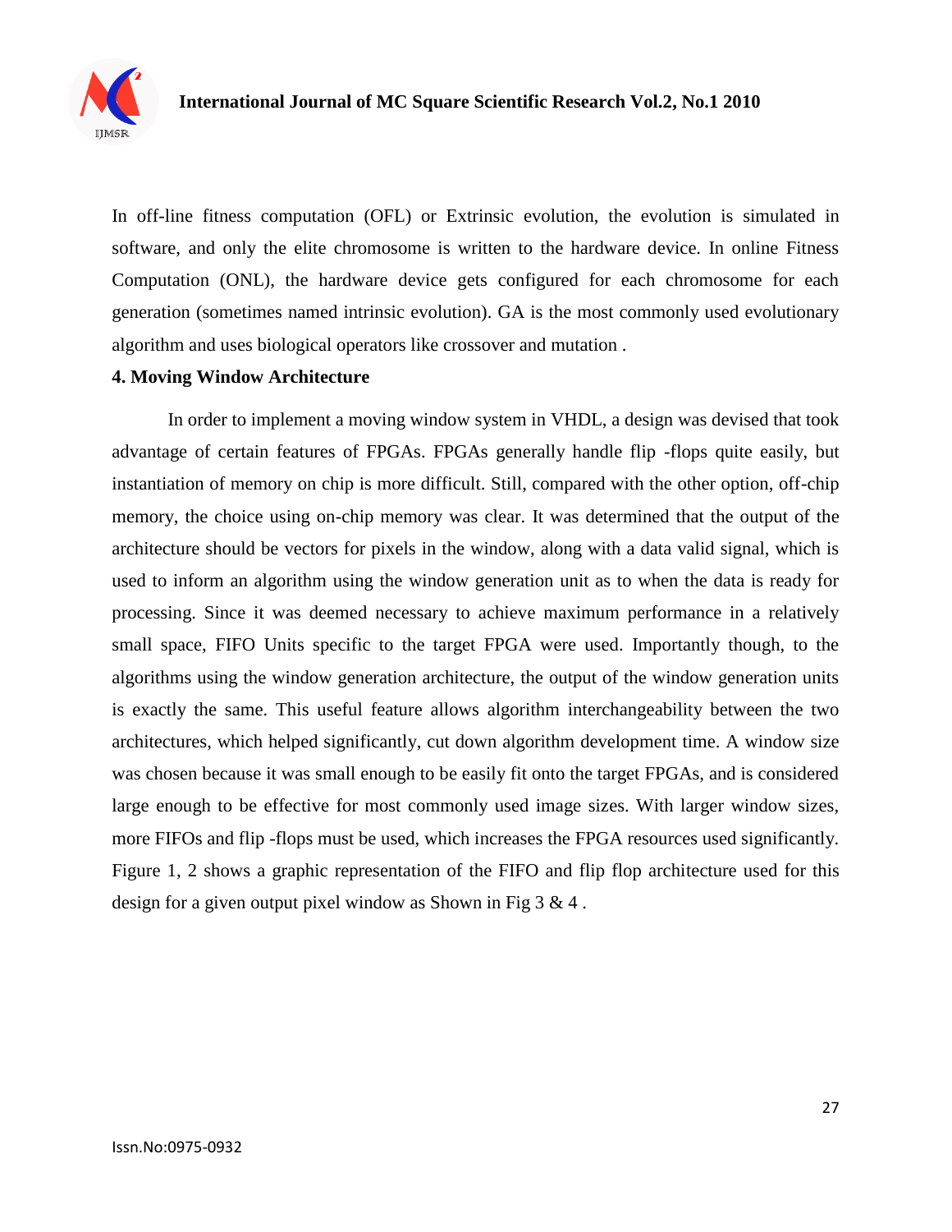In off-line fitness computation (OFL) or Extrinsic evolution, the evolution is simulated in software, and only the elite chromosome is written to the hardware device. In online Fitness Computation (ONL), the hardware device gets configured for each chromosome for each generation (sometimes named intrinsic evolution). GA is the most commonly used evolutionary algorithm and uses biological operators like crossover and mutation .

## 4. Moving Window Architecture

In order to implement a moving window system in VHDL, a design was devised that took advantage of certain features of FPGAs. FPGAs generally handle flip -flops quite easily, but instantiation of memory on chip is more difficult. Still, compared with the other option, off-chip memory, the choice using on-chip memory was clear. It was determined that the output of the architecture should be vectors for pixels in the window, along with a data valid signal, which is used to inform an algorithm using the window generation unit as to when the data is ready for processing. Since it was deemed necessary to achieve maximum performance in a relatively small space, FIFO Units specific to the target FPGA were used. Importantly though, to the algorithms using the window generation architecture, the output of the window generation units is exactly the same. This useful feature allows algorithm interchangeability between the two architectures, which helped significantly, cut down algorithm development time. A window size was chosen because it was small enough to be easily fit onto the target FPGAs, and is considered large enough to be effective for most commonly used image sizes. With larger window sizes, more FIFOs and flip -flops must be used, which increases the FPGA resources used significantly. Figure 1, 2 shows a graphic representation of the FIFO and flip flop architecture used for this design for a given output pixel window as Shown in Fig 3 & 4 .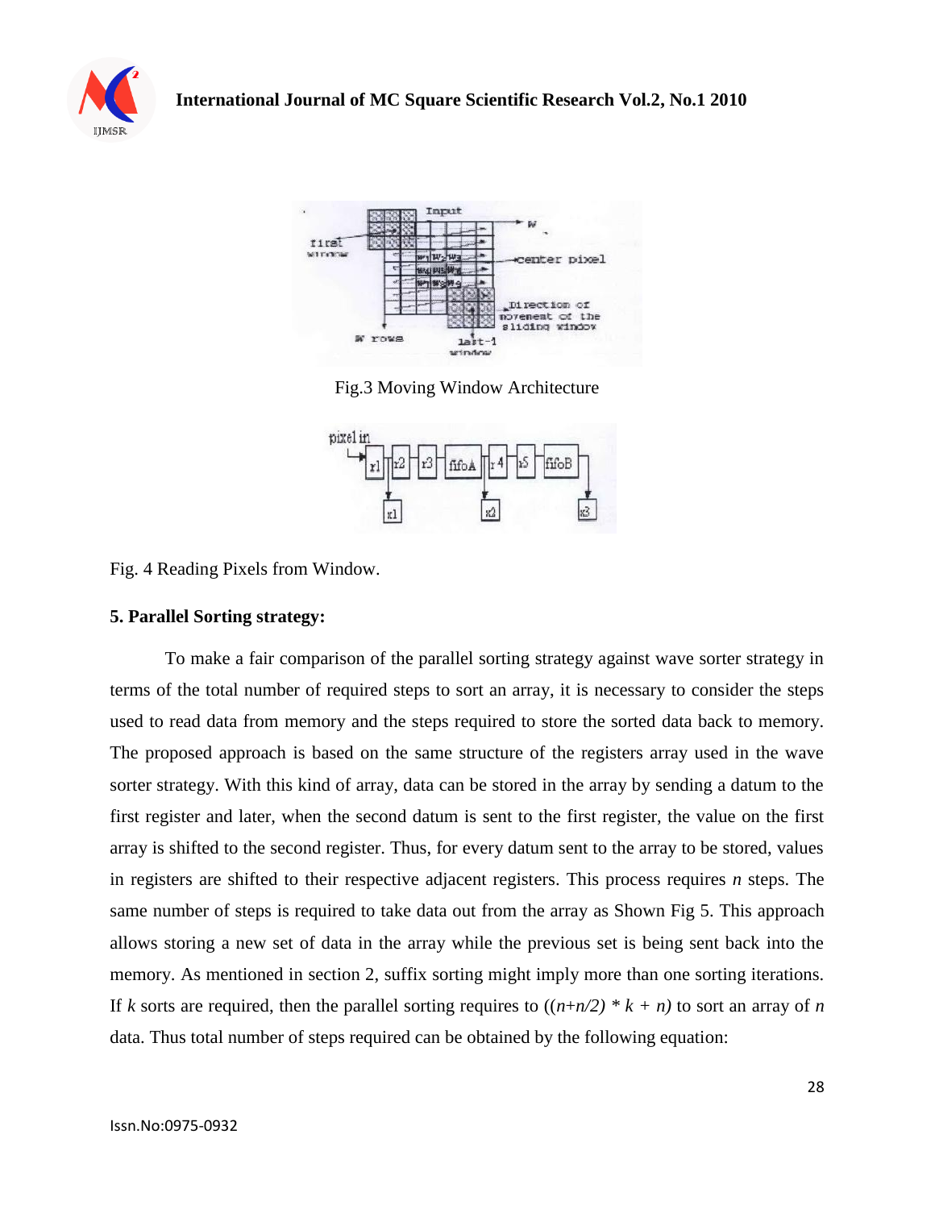Fig.3 Moving Window Architecture

Fig. 4 Reading Pixels from Window.

**5. Parallel Sorting strategy:**

To make a fair comparison of the parallel sorting strategy against wave sorter strategy in terms of the total number of required steps to sort an array, it is necessary to consider the steps used to read data from memory and the steps required to store the sorted data back to memory. The proposed approach is based on the same structure of the registers array used in the wave sorter strategy. With this kind of array, data can be stored in the array by sending a datum to the first register and later, when the second datum is sent to the first register, the value on the first array is shifted to the second register. Thus, for every datum sent to the array to be stored, values in registers are shifted to their respective adjacent registers. This process requires $n$ steps. The same number of steps is required to take data out from the array as Shown Fig 5. This approach allows storing a new set of data in the array while the previous set is being sent back into the memory. As mentioned in section 2, suffix sorting might imply more than one sorting iterations. If $k$ sorts are required, then the parallel sorting requires to $((n+n/2) * k + n)$ to sort an array of $n$ data. Thus total number of steps required can be obtained by the following equation: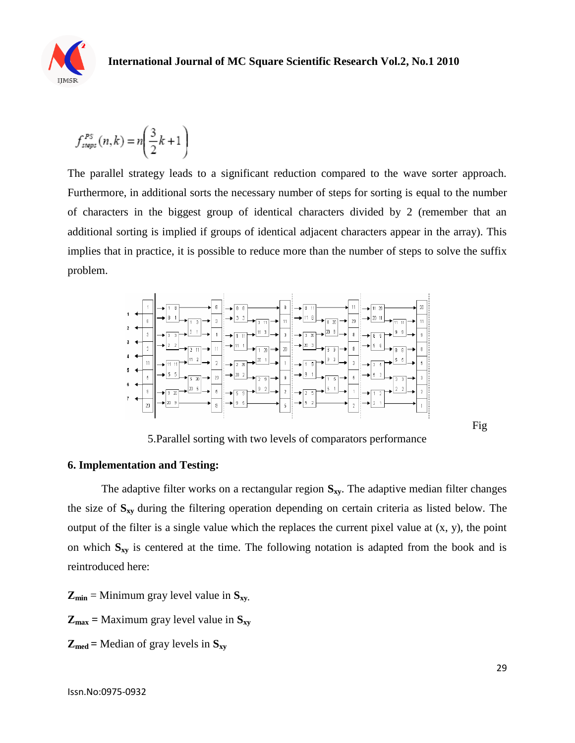$$f_{steps}^{PS}(n,k) = n\left(\frac{3}{2}k + 1\right)$$

The parallel strategy leads to a significant reduction compared to the wave sorter approach. Furthermore, in additional sorts the necessary number of steps for sorting is equal to the number of characters in the biggest group of identical characters divided by 2 (remember that an additional sorting is implied if groups of identical adjacent characters appear in the array). This implies that in practice, it is possible to reduce more than the number of steps to solve the suffix problem.

Fig 5.Parallel sorting with two levels of comparators performance

### 6. Implementation and Testing:

The adaptive filter works on a rectangular region $\mathbf{S_{xy}}$. The adaptive median filter changes the size of $\mathbf{S_{xy}}$ during the filtering operation depending on certain criteria as listed below. The output of the filter is a single value which the replaces the current pixel value at (x, y), the point on which $\mathbf{S_{xy}}$ is centered at the time. The following notation is adapted from the book and is reintroduced here:

$\mathbf{Z_{min}}$ = Minimum gray level value in $\mathbf{S_{xy}}$.

$\mathbf{Z_{max}}$ = Maximum gray level value in $\mathbf{S_{xy}}$

$\mathbf{Z_{med}}$ = Median of gray levels in $\mathbf{S_{xy}}$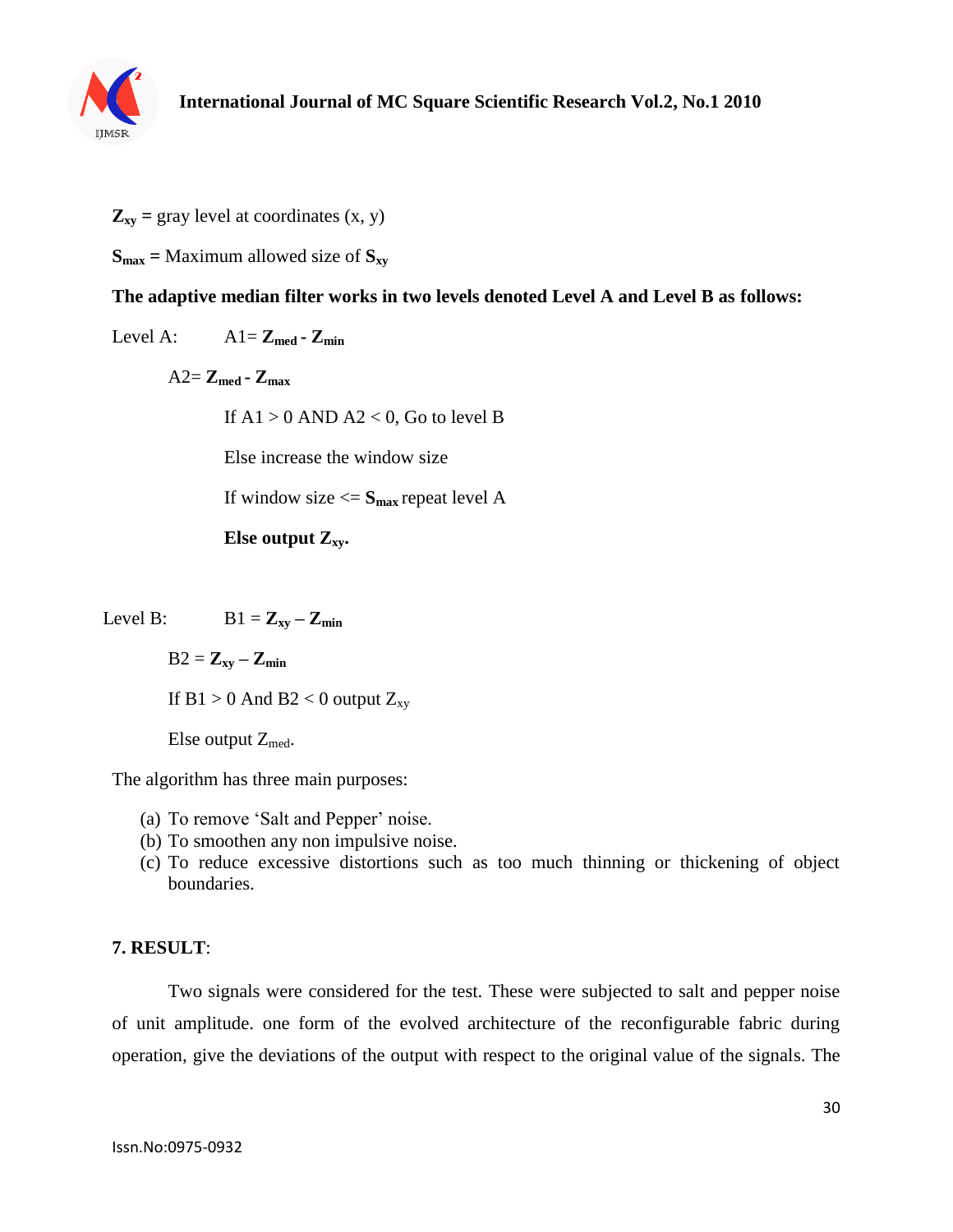$\mathbf{Z_{xy}}$ **=** gray level at coordinates (x, y)

$\mathbf{S_{max}}$ **=** Maximum allowed size of $\mathbf{S_{xy}}$

**The adaptive median filter works in two levels denoted Level A and Level B as follows:**

Level A: A1= $\mathbf{Z_{med}}$ **-** $\mathbf{Z_{min}}$

A2= $\mathbf{Z_{med}}$ **-** $\mathbf{Z_{max}}$

If A1 > 0 AND A2 < 0, Go to level B

Else increase the window size

If window size <= $\mathbf{S_{max}}$ repeat level A

**Else output** $\mathbf{Z_{xy}}$**.**

Level B: B1 = $\mathbf{Z_{xy}}$ – $\mathbf{Z_{min}}$

B2 = $\mathbf{Z_{xy}}$ – $\mathbf{Z_{min}}$

If B1 > 0 And B2 < 0 output $Z_{xy}$

Else output $Z_{med}$.

The algorithm has three main purposes:

(a) To remove 'Salt and Pepper' noise.
(b) To smoothen any non impulsive noise.
(c) To reduce excessive distortions such as too much thinning or thickening of object boundaries.

## 7. RESULT:

Two signals were considered for the test. These were subjected to salt and pepper noise of unit amplitude. one form of the evolved architecture of the reconfigurable fabric during operation, give the deviations of the output with respect to the original value of the signals. The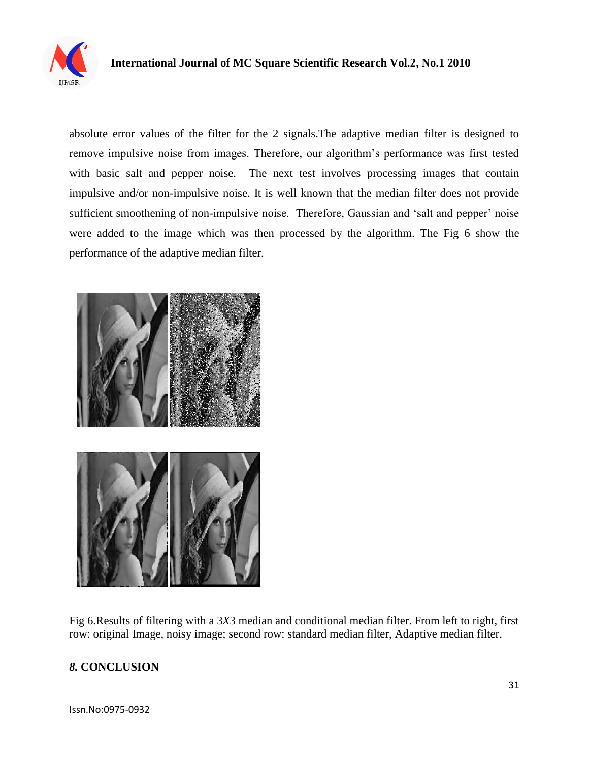absolute error values of the filter for the 2 signals.The adaptive median filter is designed to remove impulsive noise from images. Therefore, our algorithm's performance was first tested with basic salt and pepper noise. The next test involves processing images that contain impulsive and/or non-impulsive noise. It is well known that the median filter does not provide sufficient smoothening of non-impulsive noise. Therefore, Gaussian and 'salt and pepper' noise were added to the image which was then processed by the algorithm. The Fig 6 show the performance of the adaptive median filter.

Fig 6.Results of filtering with a 3*X*3 median and conditional median filter. From left to right, first row: original Image, noisy image; second row: standard median filter, Adaptive median filter.

### *8.* CONCLUSION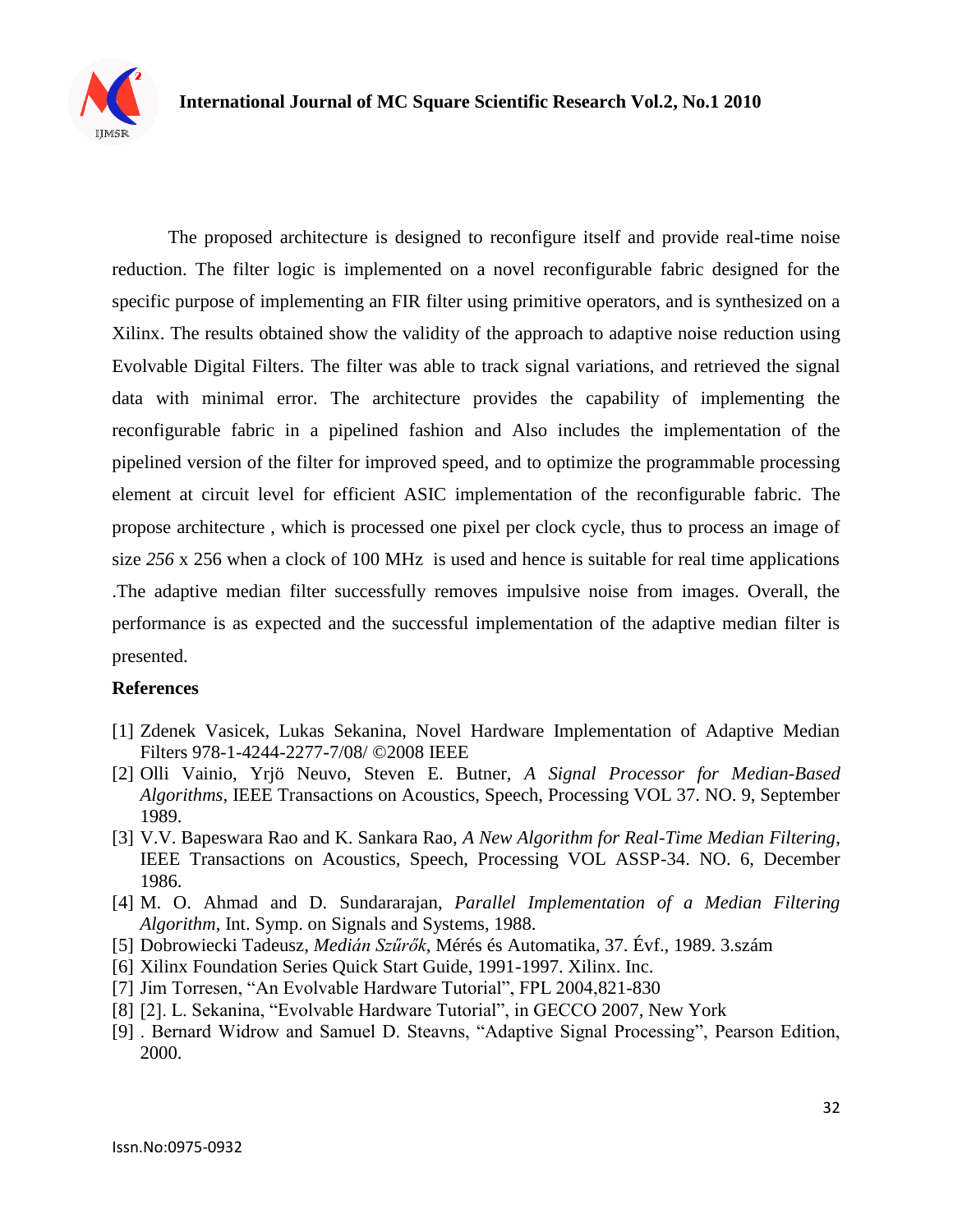The proposed architecture is designed to reconfigure itself and provide real-time noise reduction. The filter logic is implemented on a novel reconfigurable fabric designed for the specific purpose of implementing an FIR filter using primitive operators, and is synthesized on a Xilinx. The results obtained show the validity of the approach to adaptive noise reduction using Evolvable Digital Filters. The filter was able to track signal variations, and retrieved the signal data with minimal error. The architecture provides the capability of implementing the reconfigurable fabric in a pipelined fashion and Also includes the implementation of the pipelined version of the filter for improved speed, and to optimize the programmable processing element at circuit level for efficient ASIC implementation of the reconfigurable fabric. The propose architecture , which is processed one pixel per clock cycle, thus to process an image of size *256* x 256 when a clock of 100 MHz is used and hence is suitable for real time applications .The adaptive median filter successfully removes impulsive noise from images. Overall, the performance is as expected and the successful implementation of the adaptive median filter is presented.

**References**

[1] Zdenek Vasicek, Lukas Sekanina, Novel Hardware Implementation of Adaptive Median Filters 978-1-4244-2277-7/08/ ©2008 IEEE

[2] Olli Vainio, Yrjö Neuvo, Steven E. Butner, *A Signal Processor for Median-Based Algorithms*, IEEE Transactions on Acoustics, Speech, Processing VOL 37. NO. 9, September 1989.

[3] V.V. Bapeswara Rao and K. Sankara Rao, *A New Algorithm for Real-Time Median Filtering*, IEEE Transactions on Acoustics, Speech, Processing VOL ASSP-34. NO. 6, December 1986.

[4] M. O. Ahmad and D. Sundararajan, *Parallel Implementation of a Median Filtering Algorithm*, Int. Symp. on Signals and Systems, 1988.

[5] Dobrowiecki Tadeusz, *Medián Szűrők*, Mérés és Automatika, 37. Évf., 1989. 3.szám

[6] Xilinx Foundation Series Quick Start Guide, 1991-1997. Xilinx. Inc.

[7] Jim Torresen, "An Evolvable Hardware Tutorial", FPL 2004,821-830

[8] [2]. L. Sekanina, "Evolvable Hardware Tutorial", in GECCO 2007, New York

[9] . Bernard Widrow and Samuel D. Steavns, "Adaptive Signal Processing", Pearson Edition, 2000.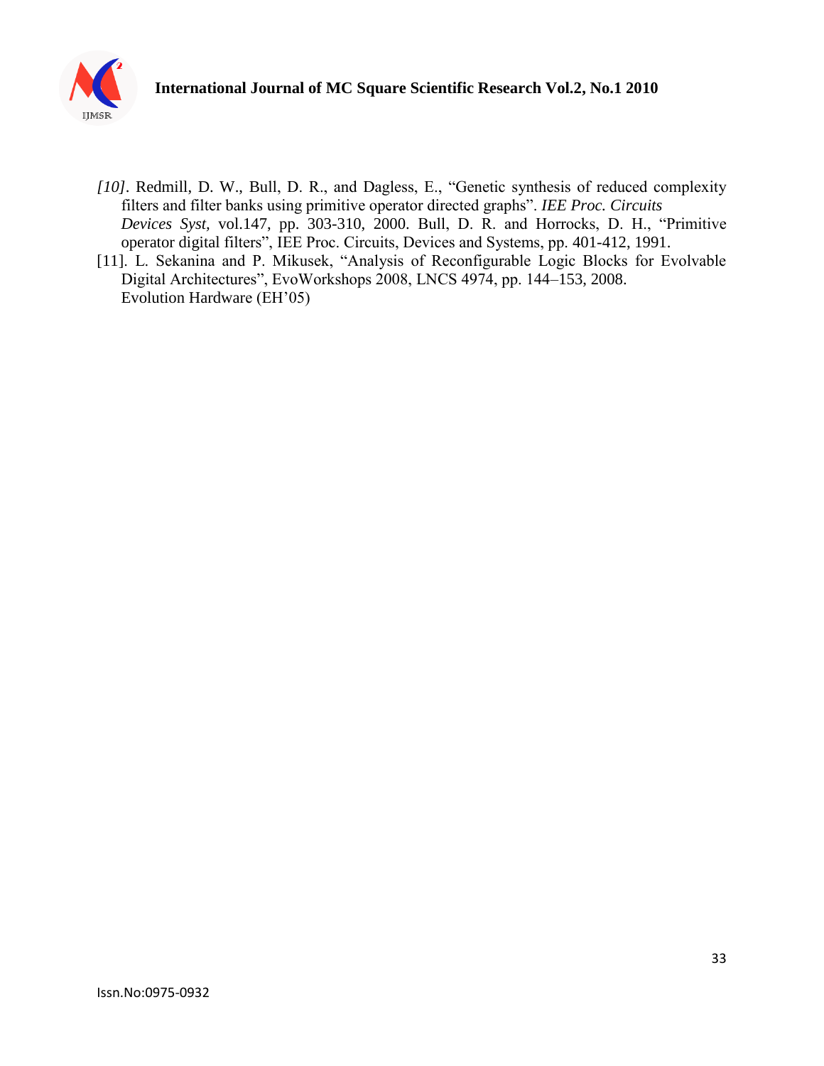*[10]*. Redmill, D. W., Bull, D. R., and Dagless, E., "Genetic synthesis of reduced complexity filters and filter banks using primitive operator directed graphs". *IEE Proc. Circuits Devices Syst*, vol.147, pp. 303-310, 2000. Bull, D. R. and Horrocks, D. H., "Primitive operator digital filters", IEE Proc. Circuits, Devices and Systems, pp. 401-412, 1991.

[11]. L. Sekanina and P. Mikusek, "Analysis of Reconfigurable Logic Blocks for Evolvable Digital Architectures", EvoWorkshops 2008, LNCS 4974, pp. 144–153, 2008. Evolution Hardware (EH'05)